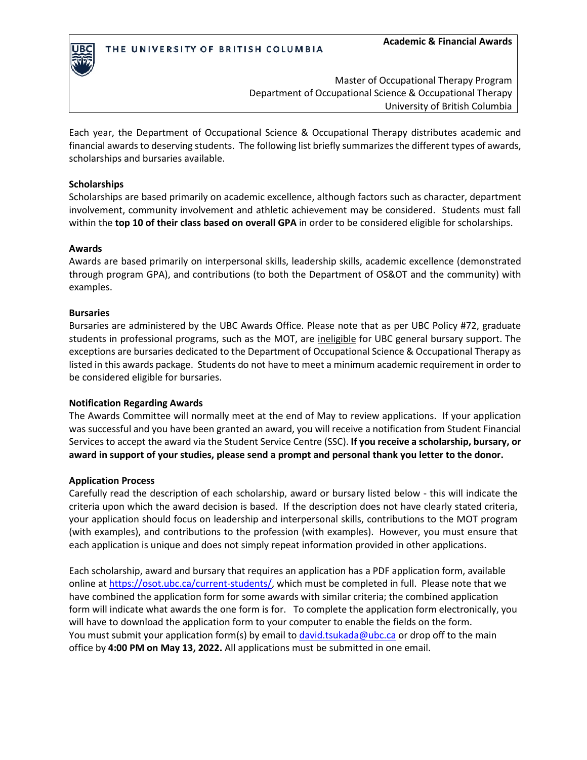**Academic & Financial Awards**

THE UNIVERSITY OF BRITISH COLUMBIA

Master of Occupational Therapy Program
Department of Occupational Science & Occupational Therapy
University of British Columbia

Each year, the Department of Occupational Science & Occupational Therapy distributes academic and financial awards to deserving students. The following list briefly summarizes the different types of awards, scholarships and bursaries available.

**Scholarships**

Scholarships are based primarily on academic excellence, although factors such as character, department involvement, community involvement and athletic achievement may be considered. Students must fall within the **top 10 of their class based on overall GPA** in order to be considered eligible for scholarships.

**Awards**

Awards are based primarily on interpersonal skills, leadership skills, academic excellence (demonstrated through program GPA), and contributions (to both the Department of OS&OT and the community) with examples.

**Bursaries**

Bursaries are administered by the UBC Awards Office. Please note that as per UBC Policy #72, graduate students in professional programs, such as the MOT, are ineligible for UBC general bursary support. The exceptions are bursaries dedicated to the Department of Occupational Science & Occupational Therapy as listed in this awards package. Students do not have to meet a minimum academic requirement in order to be considered eligible for bursaries.

**Notification Regarding Awards**

The Awards Committee will normally meet at the end of May to review applications. If your application was successful and you have been granted an award, you will receive a notification from Student Financial Services to accept the award via the Student Service Centre (SSC). **If you receive a scholarship, bursary, or award in support of your studies, please send a prompt and personal thank you letter to the donor.**

**Application Process**

Carefully read the description of each scholarship, award or bursary listed below - this will indicate the criteria upon which the award decision is based. If the description does not have clearly stated criteria, your application should focus on leadership and interpersonal skills, contributions to the MOT program (with examples), and contributions to the profession (with examples). However, you must ensure that each application is unique and does not simply repeat information provided in other applications.

Each scholarship, award and bursary that requires an application has a PDF application form, available online at https://osot.ubc.ca/current-students/, which must be completed in full. Please note that we have combined the application form for some awards with similar criteria; the combined application form will indicate what awards the one form is for. To complete the application form electronically, you will have to download the application form to your computer to enable the fields on the form. You must submit your application form(s) by email to david.tsukada@ubc.ca or drop off to the main office by **4:00 PM on May 13, 2022.** All applications must be submitted in one email.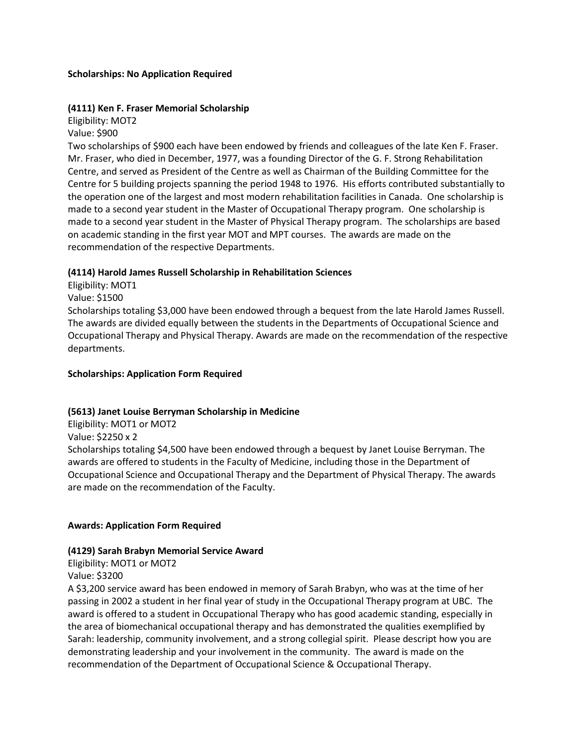## Scholarships: No Application Required

### (4111) Ken F. Fraser Memorial Scholarship

Eligibility: MOT2

Value: $900

Two scholarships of $900 each have been endowed by friends and colleagues of the late Ken F. Fraser. Mr. Fraser, who died in December, 1977, was a founding Director of the G. F. Strong Rehabilitation Centre, and served as President of the Centre as well as Chairman of the Building Committee for the Centre for 5 building projects spanning the period 1948 to 1976. His efforts contributed substantially to the operation one of the largest and most modern rehabilitation facilities in Canada. One scholarship is made to a second year student in the Master of Occupational Therapy program. One scholarship is made to a second year student in the Master of Physical Therapy program. The scholarships are based on academic standing in the first year MOT and MPT courses. The awards are made on the recommendation of the respective Departments.

### (4114) Harold James Russell Scholarship in Rehabilitation Sciences

Eligibility: MOT1

Value: $1500

Scholarships totaling $3,000 have been endowed through a bequest from the late Harold James Russell. The awards are divided equally between the students in the Departments of Occupational Science and Occupational Therapy and Physical Therapy. Awards are made on the recommendation of the respective departments.

## Scholarships: Application Form Required

### (5613) Janet Louise Berryman Scholarship in Medicine

Eligibility: MOT1 or MOT2

Value: $2250 x 2

Scholarships totaling $4,500 have been endowed through a bequest by Janet Louise Berryman. The awards are offered to students in the Faculty of Medicine, including those in the Department of Occupational Science and Occupational Therapy and the Department of Physical Therapy. The awards are made on the recommendation of the Faculty.

## Awards: Application Form Required

### (4129) Sarah Brabyn Memorial Service Award

Eligibility: MOT1 or MOT2

Value: $3200

A $3,200 service award has been endowed in memory of Sarah Brabyn, who was at the time of her passing in 2002 a student in her final year of study in the Occupational Therapy program at UBC. The award is offered to a student in Occupational Therapy who has good academic standing, especially in the area of biomechanical occupational therapy and has demonstrated the qualities exemplified by Sarah: leadership, community involvement, and a strong collegial spirit. Please descript how you are demonstrating leadership and your involvement in the community. The award is made on the recommendation of the Department of Occupational Science & Occupational Therapy.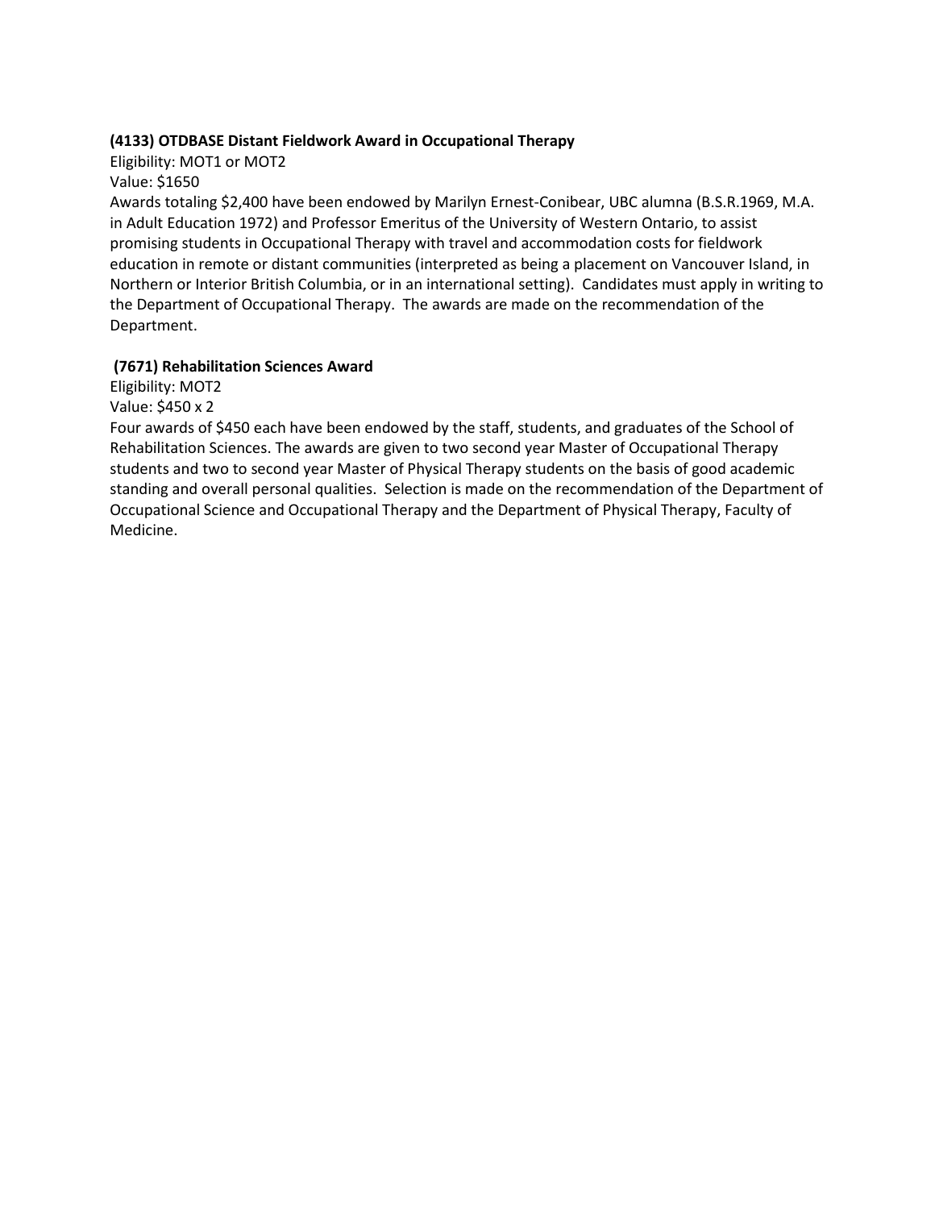**(4133) OTDBASE Distant Fieldwork Award in Occupational Therapy**
Eligibility: MOT1 or MOT2
Value: $1650
Awards totaling $2,400 have been endowed by Marilyn Ernest-Conibear, UBC alumna (B.S.R.1969, M.A. in Adult Education 1972) and Professor Emeritus of the University of Western Ontario, to assist promising students in Occupational Therapy with travel and accommodation costs for fieldwork education in remote or distant communities (interpreted as being a placement on Vancouver Island, in Northern or Interior British Columbia, or in an international setting). Candidates must apply in writing to the Department of Occupational Therapy. The awards are made on the recommendation of the Department.

**(7671) Rehabilitation Sciences Award**
Eligibility: MOT2
Value: $450 x 2
Four awards of $450 each have been endowed by the staff, students, and graduates of the School of Rehabilitation Sciences. The awards are given to two second year Master of Occupational Therapy students and two to second year Master of Physical Therapy students on the basis of good academic standing and overall personal qualities. Selection is made on the recommendation of the Department of Occupational Science and Occupational Therapy and the Department of Physical Therapy, Faculty of Medicine.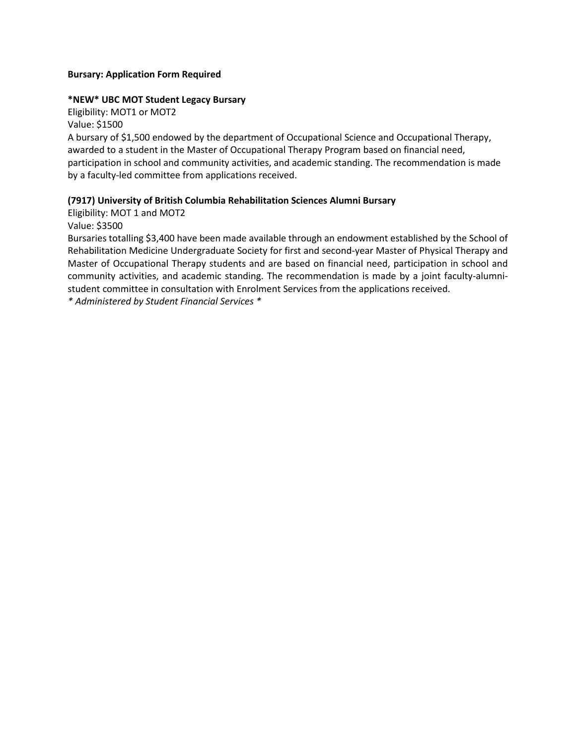**Bursary: Application Form Required**

**\*NEW\* UBC MOT Student Legacy Bursary**

Eligibility: MOT1 or MOT2

Value: $1500

A bursary of $1,500 endowed by the department of Occupational Science and Occupational Therapy, awarded to a student in the Master of Occupational Therapy Program based on financial need, participation in school and community activities, and academic standing. The recommendation is made by a faculty-led committee from applications received.

**(7917) University of British Columbia Rehabilitation Sciences Alumni Bursary**

Eligibility: MOT 1 and MOT2

Value: $3500

Bursaries totalling $3,400 have been made available through an endowment established by the School of Rehabilitation Medicine Undergraduate Society for first and second-year Master of Physical Therapy and Master of Occupational Therapy students and are based on financial need, participation in school and community activities, and academic standing. The recommendation is made by a joint faculty-alumni-student committee in consultation with Enrolment Services from the applications received.

*\* Administered by Student Financial Services \**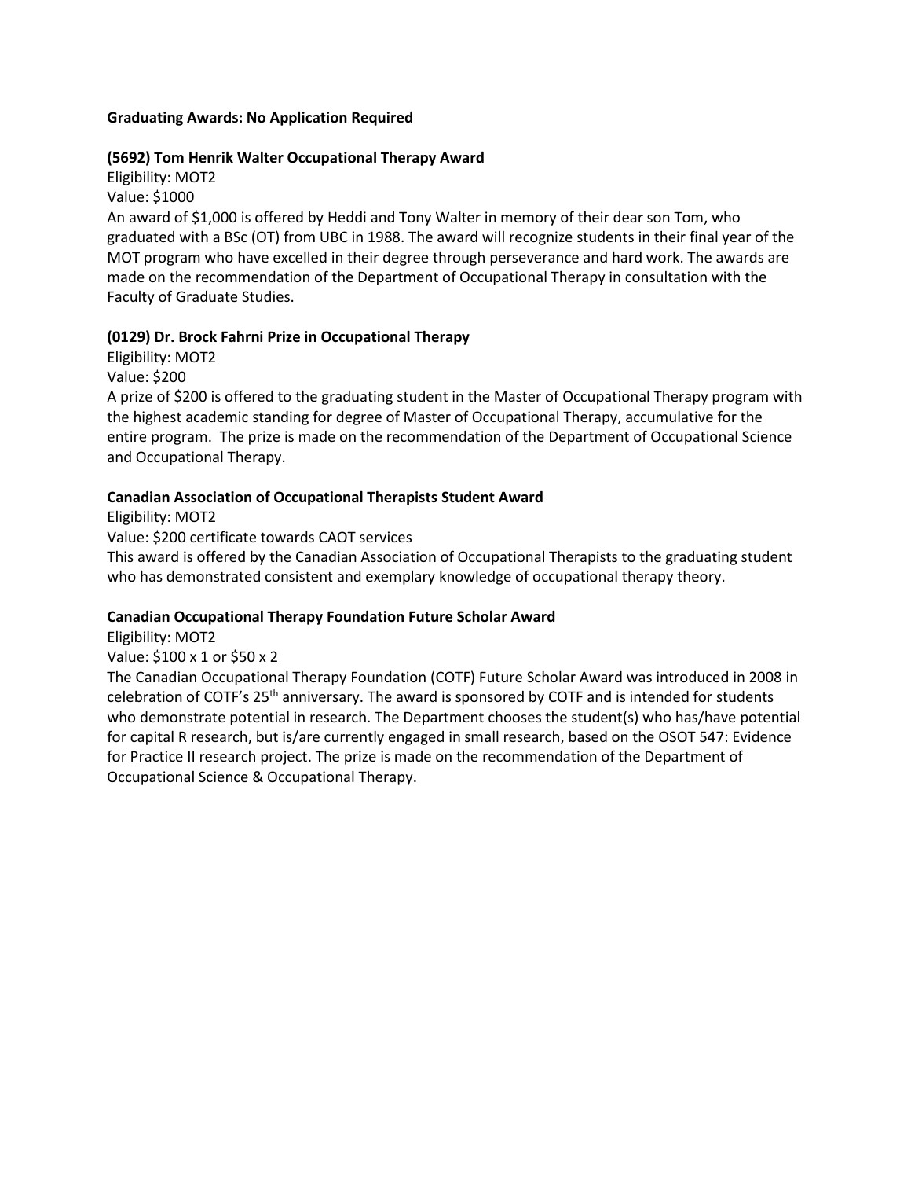**Graduating Awards: No Application Required**

**(5692) Tom Henrik Walter Occupational Therapy Award**

Eligibility: MOT2

Value: $1000

An award of $1,000 is offered by Heddi and Tony Walter in memory of their dear son Tom, who graduated with a BSc (OT) from UBC in 1988. The award will recognize students in their final year of the MOT program who have excelled in their degree through perseverance and hard work. The awards are made on the recommendation of the Department of Occupational Therapy in consultation with the Faculty of Graduate Studies.

**(0129) Dr. Brock Fahrni Prize in Occupational Therapy**

Eligibility: MOT2

Value: $200

A prize of $200 is offered to the graduating student in the Master of Occupational Therapy program with the highest academic standing for degree of Master of Occupational Therapy, accumulative for the entire program. The prize is made on the recommendation of the Department of Occupational Science and Occupational Therapy.

**Canadian Association of Occupational Therapists Student Award**

Eligibility: MOT2

Value: $200 certificate towards CAOT services

This award is offered by the Canadian Association of Occupational Therapists to the graduating student who has demonstrated consistent and exemplary knowledge of occupational therapy theory.

**Canadian Occupational Therapy Foundation Future Scholar Award**

Eligibility: MOT2

Value: $100 x 1 or $50 x 2

The Canadian Occupational Therapy Foundation (COTF) Future Scholar Award was introduced in 2008 in celebration of COTF's 25th anniversary. The award is sponsored by COTF and is intended for students who demonstrate potential in research. The Department chooses the student(s) who has/have potential for capital R research, but is/are currently engaged in small research, based on the OSOT 547: Evidence for Practice II research project. The prize is made on the recommendation of the Department of Occupational Science & Occupational Therapy.